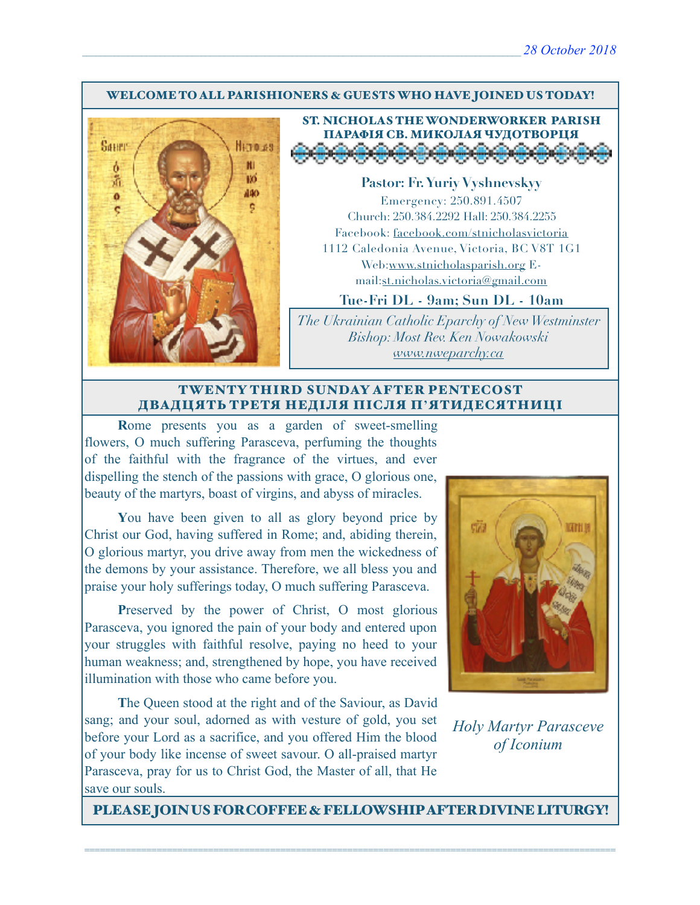*28 October 2018*

**WELCOME TO ALL PARISHIONERS & GUESTS WHO HAVE JOINED US TODAY!**

## ST. NICHOLAS THE WONDERWORKER PARISH
## ПАРАФІЯ СВ. МИКОЛАЯ ЧУДОТВОРЦЯ

**Pastor: Fr. Yuriy Vyshnevskyy**

Emergency: 250.891.4507

Church: 250.384.2292 Hall: 250.384.2255

Facebook: facebook.com/stnicholasvictoria

1112 Caledonia Avenue, Victoria, BC V8T 1G1

Web:www.stnicholasparish.org E-mail:st.nicholas.victoria@gmail.com

**Tue-Fri DL - 9am; Sun DL - 10am**

*The Ukrainian Catholic Eparchy of New Westminster*
*Bishop: Most Rev. Ken Nowakowski*
*www.nweparchy.ca*

## TWENTY THIRD SUNDAY AFTER PENTECOST
## ДВАДЦЯТЬ ТРЕТЯ НЕДІЛЯ ПІСЛЯ П'ЯТИДЕСЯТНИЦІ

**R**ome presents you as a garden of sweet-smelling flowers, O much suffering Parasceva, perfuming the thoughts of the faithful with the fragrance of the virtues, and ever dispelling the stench of the passions with grace, O glorious one, beauty of the martyrs, boast of virgins, and abyss of miracles.

**Y**ou have been given to all as glory beyond price by Christ our God, having suffered in Rome; and, abiding therein, O glorious martyr, you drive away from men the wickedness of the demons by your assistance. Therefore, we all bless you and praise your holy sufferings today, O much suffering Parasceva.

**P**reserved by the power of Christ, O most glorious Parasceva, you ignored the pain of your body and entered upon your struggles with faithful resolve, paying no heed to your human weakness; and, strengthened by hope, you have received illumination with those who came before you.

**T**he Queen stood at the right and of the Saviour, as David sang; and your soul, adorned as with vesture of gold, you set before your Lord as a sacrifice, and you offered Him the blood of your body like incense of sweet savour. O all-praised martyr Parasceva, pray for us to Christ God, the Master of all, that He save our souls.

*Holy Martyr Parasceve of Iconium*

**PLEASE JOIN US FOR COFFEE & FELLOWSHIP AFTER DIVINE LITURGY!**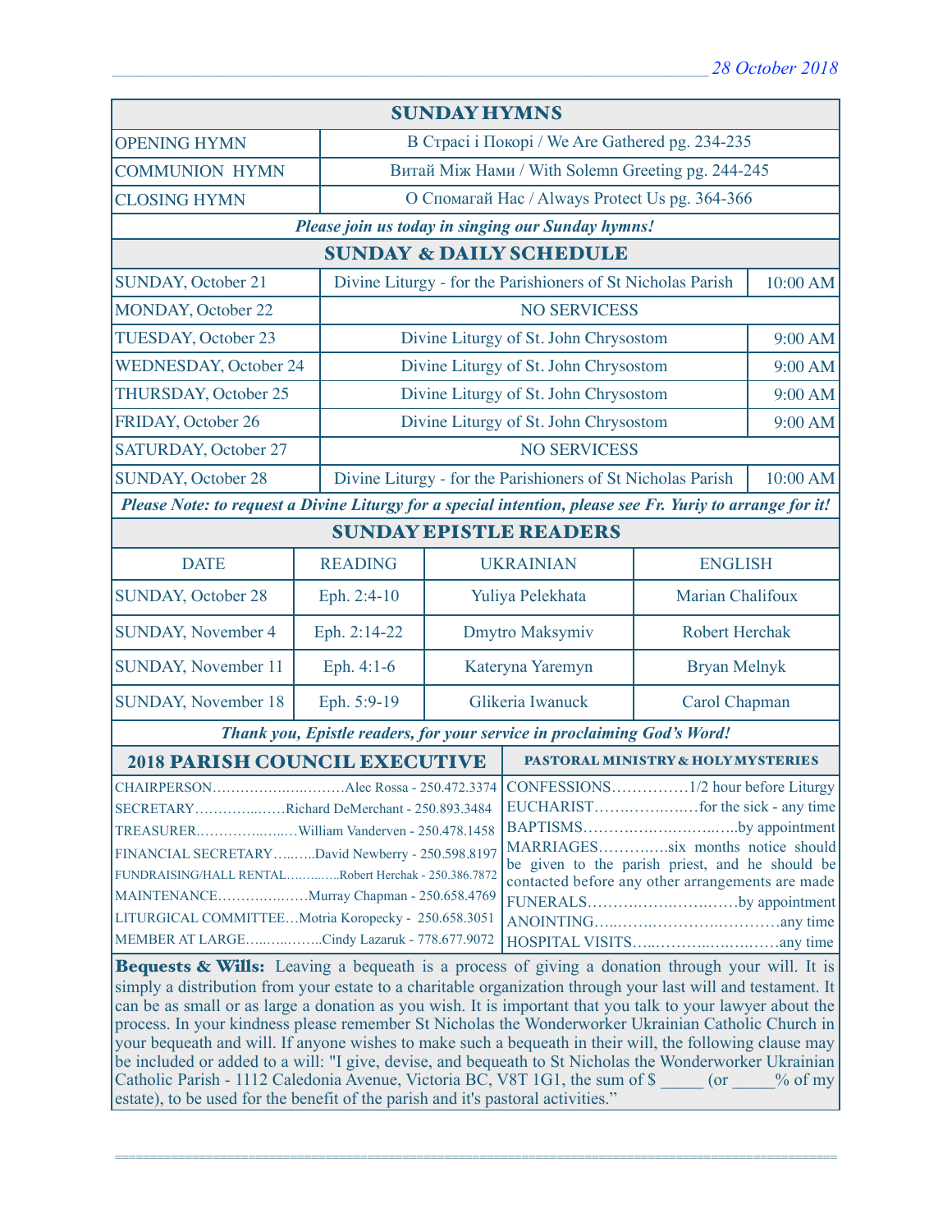## SUNDAY HYMNS

| | |
|---|---|
| OPENING HYMN | В Страсі і Покорі / We Are Gathered pg. 234-235 |
| COMMUNION HYMN | Витай Між Нами / With Solemn Greeting pg. 244-245 |
| CLOSING HYMN | О Спомагай Нас / Always Protect Us pg. 364-366 |

*Please join us today in singing our Sunday hymns!*

## SUNDAY & DAILY SCHEDULE

| | | |
|---|---|---|
| SUNDAY, October 21 | Divine Liturgy - for the Parishioners of St Nicholas Parish | 10:00 AM |
| MONDAY, October 22 | NO SERVICESS | |
| TUESDAY, October 23 | Divine Liturgy of St. John Chrysostom | 9:00 AM |
| WEDNESDAY, October 24 | Divine Liturgy of St. John Chrysostom | 9:00 AM |
| THURSDAY, October 25 | Divine Liturgy of St. John Chrysostom | 9:00 AM |
| FRIDAY, October 26 | Divine Liturgy of St. John Chrysostom | 9:00 AM |
| SATURDAY, October 27 | NO SERVICESS | |
| SUNDAY, October 28 | Divine Liturgy - for the Parishioners of St Nicholas Parish | 10:00 AM |

***Please Note: to request a Divine Liturgy for a special intention, please see Fr. Yuriy to arrange for it!***

## SUNDAY EPISTLE READERS

| DATE | READING | UKRAINIAN | ENGLISH |
|---|---|---|---|
| SUNDAY, October 28 | Eph. 2:4-10 | Yuliya Pelekhata | Marian Chalifoux |
| SUNDAY, November 4 | Eph. 2:14-22 | Dmytro Maksymiv | Robert Herchak |
| SUNDAY, November 11 | Eph. 4:1-6 | Kateryna Yaremyn | Bryan Melnyk |
| SUNDAY, November 18 | Eph. 5:9-19 | Glikeria Iwanuck | Carol Chapman |

***Thank you, Epistle readers, for your service in proclaiming God's Word!***

## 2018 PARISH COUNCIL EXECUTIVE

CHAIRPERSON……………………Alec Rossa - 250.472.3374
SECRETARY……………Richard DeMerchant - 250.893.3484
TREASURER……………William Vanderven - 250.478.1458
FINANCIAL SECRETARY……David Newberry - 250.598.8197
FUNDRAISING/HALL RENTAL……Robert Herchak - 250.386.7872
MAINTENANCE……………Murray Chapman - 250.658.4769
LITURGICAL COMMITTEE…Motria Koropecky - 250.658.3051
MEMBER AT LARGE……………Cindy Lazaruk - 778.677.9072

## PASTORAL MINISTRY & HOLY MYSTERIES

CONFESSIONS……………1/2 hour before Liturgy
EUCHARIST……………for the sick - any time
BAPTISMS……………………by appointment
MARRIAGES…………six months notice should be given to the parish priest, and he should be contacted before any other arrangements are made
FUNERALS……………………by appointment
ANOINTING……………………any time
HOSPITAL VISITS……………………any time

**Bequests & Wills:** Leaving a bequeath is a process of giving a donation through your will. It is simply a distribution from your estate to a charitable organization through your last will and testament. It can be as small or as large a donation as you wish. It is important that you talk to your lawyer about the process. In your kindness please remember St Nicholas the Wonderworker Ukrainian Catholic Church in your bequeath and will. If anyone wishes to make such a bequeath in their will, the following clause may be included or added to a will: "I give, devise, and bequeath to St Nicholas the Wonderworker Ukrainian Catholic Parish - 1112 Caledonia Avenue, Victoria BC, V8T 1G1, the sum of $ _____ (or _____% of my estate), to be used for the benefit of the parish and it's pastoral activities."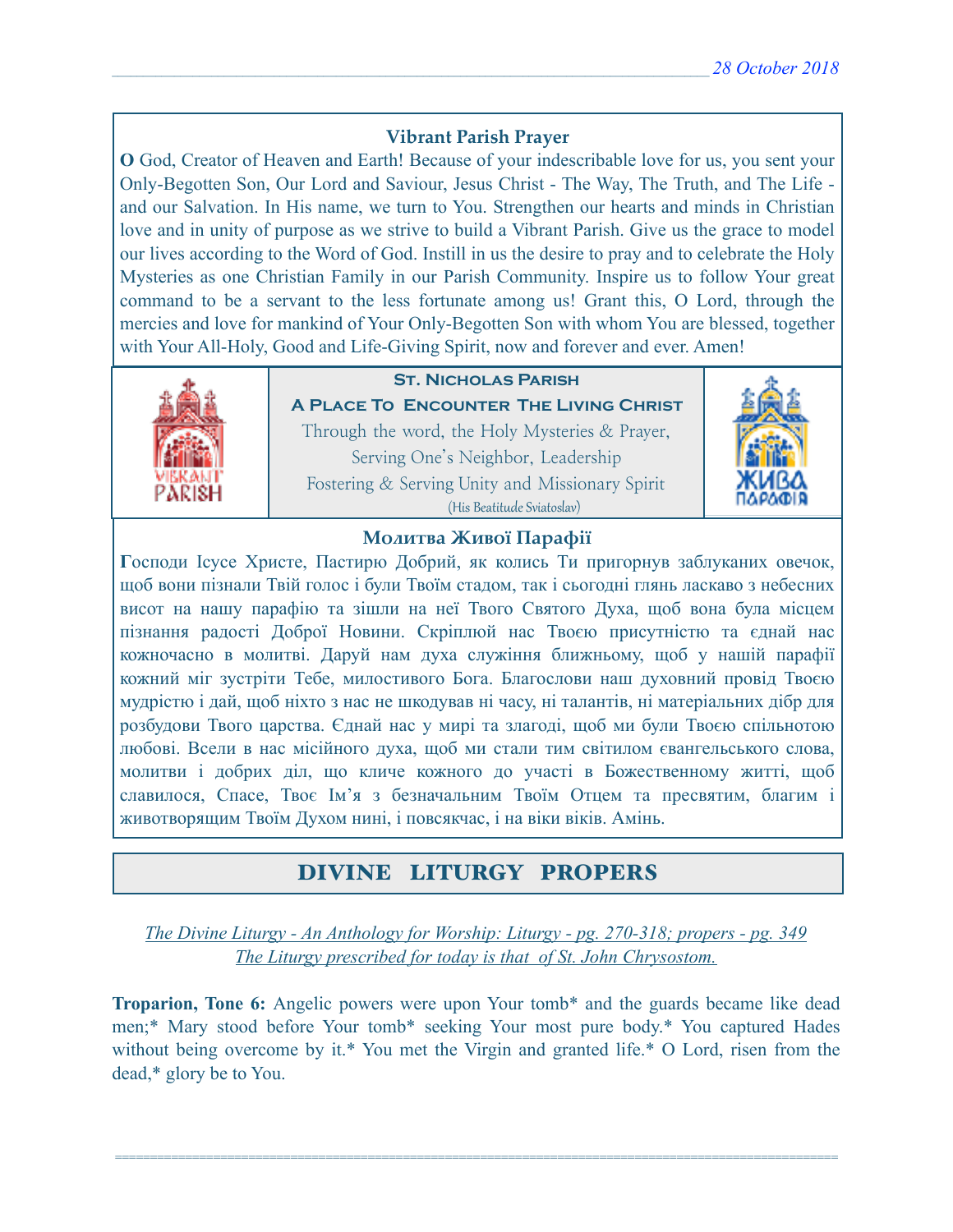### Vibrant Parish Prayer

**O** God, Creator of Heaven and Earth! Because of your indescribable love for us, you sent your Only-Begotten Son, Our Lord and Saviour, Jesus Christ - The Way, The Truth, and The Life - and our Salvation. In His name, we turn to You. Strengthen our hearts and minds in Christian love and in unity of purpose as we strive to build a Vibrant Parish. Give us the grace to model our lives according to the Word of God. Instill in us the desire to pray and to celebrate the Holy Mysteries as one Christian Family in our Parish Community. Inspire us to follow Your great command to be a servant to the less fortunate among us! Grant this, O Lord, through the mercies and love for mankind of Your Only-Begotten Son with whom You are blessed, together with Your All-Holy, Good and Life-Giving Spirit, now and forever and ever. Amen!

**St. Nicholas Parish**

**A Place To Encounter The Living Christ**

Through the word, the Holy Mysteries & Prayer,
Serving One's Neighbor, Leadership
Fostering & Serving Unity and Missionary Spirit
(His Beatitude Sviatoslav)

### Молитва Живої Парафії

**Г**осподи Ісусе Христе, Пастирю Добрий, як колись Ти пригорнув заблуканих овечок, щоб вони пізнали Твій голос і були Твоїм стадом, так і сьогодні глянь ласкаво з небесних висот на нашу парафію та зішли на неї Твого Святого Духа, щоб вона була місцем пізнання радості Доброї Новини. Скріплюй нас Твоєю присутністю та єднай нас кожночасно в молитві. Даруй нам духа служіння ближньому, щоб у нашій парафії кожний міг зустріти Тебе, милостивого Бога. Благослови наш духовний провід Твоєю мудрістю і дай, щоб ніхто з нас не шкодував ні часу, ні талантів, ні матеріальних дібр для розбудови Твого царства. Єднай нас у мирі та злагоді, щоб ми були Твоєю спільнотою любові. Всели в нас місійного духа, щоб ми стали тим світилом євангельського слова, молитви і добрих діл, що кличе кожного до участі в Божественному житті, щоб славилося, Спасе, Твоє Ім'я з безначальним Твоїм Отцем та пресвятим, благим і животворящим Твоїм Духом нині, і повсякчас, і на віки віків. Амінь.

## DIVINE LITURGY PROPERS

*The Divine Liturgy - An Anthology for Worship: Liturgy - pg. 270-318; propers - pg. 349*
*The Liturgy prescribed for today is that of St. John Chrysostom.*

**Troparion, Tone 6:** Angelic powers were upon Your tomb* and the guards became like dead men;* Mary stood before Your tomb* seeking Your most pure body.* You captured Hades without being overcome by it.* You met the Virgin and granted life.* O Lord, risen from the dead,* glory be to You.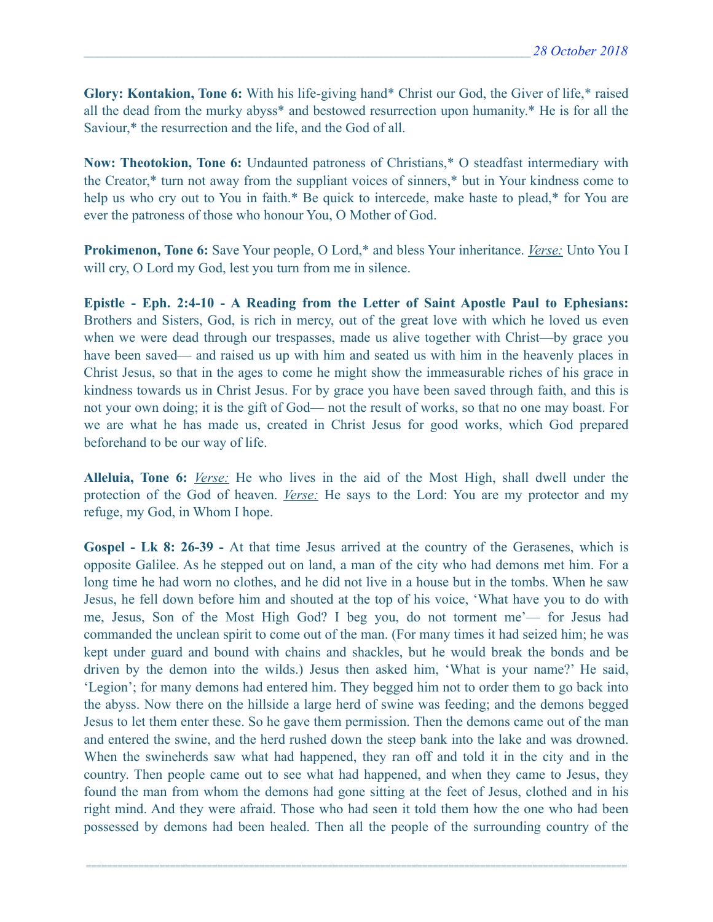**Glory: Kontakion, Tone 6:** With his life-giving hand* Christ our God, the Giver of life,* raised all the dead from the murky abyss* and bestowed resurrection upon humanity.* He is for all the Saviour,* the resurrection and the life, and the God of all.

**Now: Theotokion, Tone 6:** Undaunted patroness of Christians,* O steadfast intermediary with the Creator,* turn not away from the suppliant voices of sinners,* but in Your kindness come to help us who cry out to You in faith.* Be quick to intercede, make haste to plead,* for You are ever the patroness of those who honour You, O Mother of God.

**Prokimenon, Tone 6:** Save Your people, O Lord,* and bless Your inheritance. *Verse:* Unto You I will cry, O Lord my God, lest you turn from me in silence.

**Epistle - Eph. 2:4-10 - A Reading from the Letter of Saint Apostle Paul to Ephesians:** Brothers and Sisters, God, is rich in mercy, out of the great love with which he loved us even when we were dead through our trespasses, made us alive together with Christ—by grace you have been saved— and raised us up with him and seated us with him in the heavenly places in Christ Jesus, so that in the ages to come he might show the immeasurable riches of his grace in kindness towards us in Christ Jesus. For by grace you have been saved through faith, and this is not your own doing; it is the gift of God— not the result of works, so that no one may boast. For we are what he has made us, created in Christ Jesus for good works, which God prepared beforehand to be our way of life.

**Alleluia, Tone 6:** *Verse:* He who lives in the aid of the Most High, shall dwell under the protection of the God of heaven. *Verse:* He says to the Lord: You are my protector and my refuge, my God, in Whom I hope.

**Gospel - Lk 8: 26-39 -** At that time Jesus arrived at the country of the Gerasenes, which is opposite Galilee. As he stepped out on land, a man of the city who had demons met him. For a long time he had worn no clothes, and he did not live in a house but in the tombs. When he saw Jesus, he fell down before him and shouted at the top of his voice, 'What have you to do with me, Jesus, Son of the Most High God? I beg you, do not torment me'— for Jesus had commanded the unclean spirit to come out of the man. (For many times it had seized him; he was kept under guard and bound with chains and shackles, but he would break the bonds and be driven by the demon into the wilds.) Jesus then asked him, 'What is your name?' He said, 'Legion'; for many demons had entered him. They begged him not to order them to go back into the abyss. Now there on the hillside a large herd of swine was feeding; and the demons begged Jesus to let them enter these. So he gave them permission. Then the demons came out of the man and entered the swine, and the herd rushed down the steep bank into the lake and was drowned. When the swineherds saw what had happened, they ran off and told it in the city and in the country. Then people came out to see what had happened, and when they came to Jesus, they found the man from whom the demons had gone sitting at the feet of Jesus, clothed and in his right mind. And they were afraid. Those who had seen it told them how the one who had been possessed by demons had been healed. Then all the people of the surrounding country of the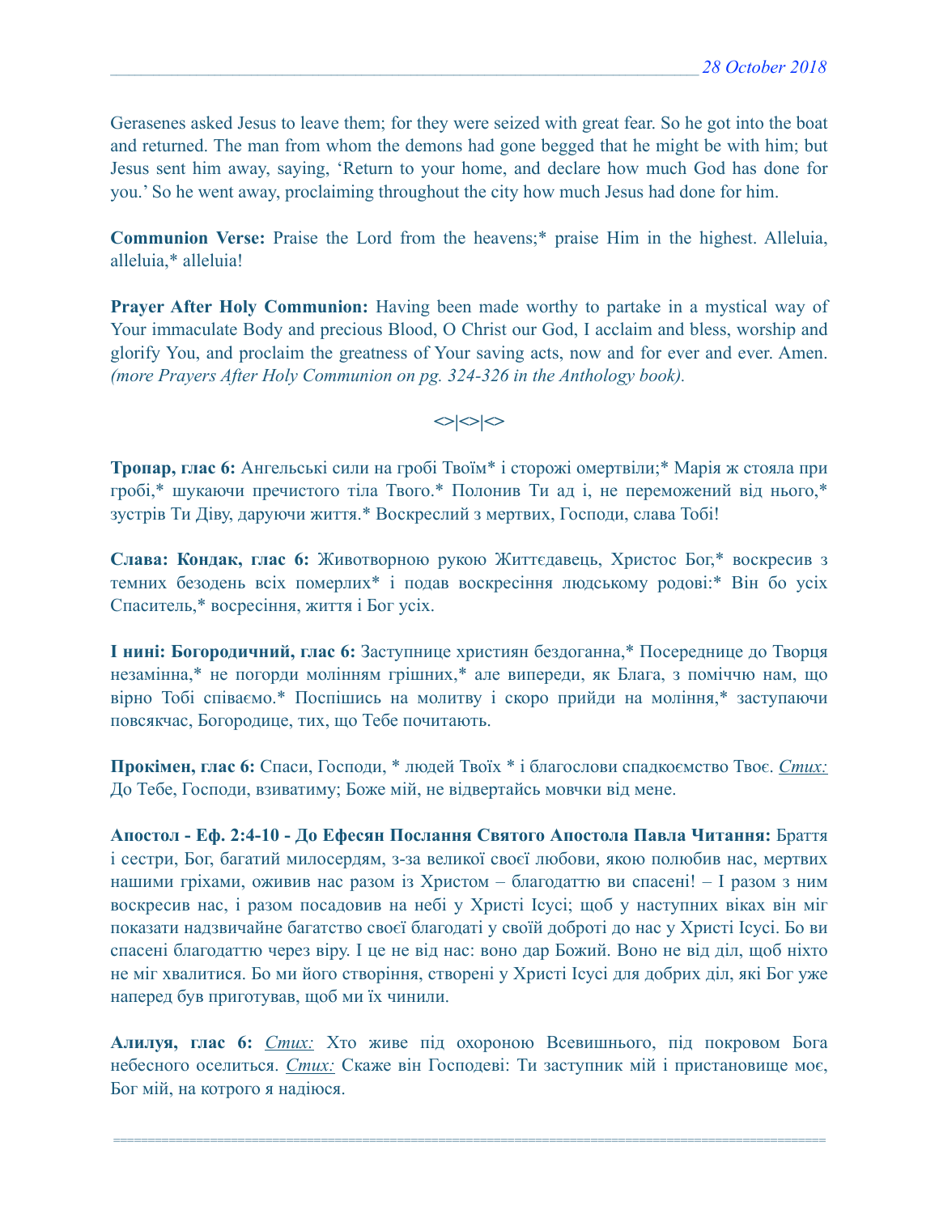Gerasenes asked Jesus to leave them; for they were seized with great fear. So he got into the boat and returned. The man from whom the demons had gone begged that he might be with him; but Jesus sent him away, saying, 'Return to your home, and declare how much God has done for you.' So he went away, proclaiming throughout the city how much Jesus had done for him.

**Communion Verse:** Praise the Lord from the heavens;* praise Him in the highest. Alleluia, alleluia,* alleluia!

**Prayer After Holy Communion:** Having been made worthy to partake in a mystical way of Your immaculate Body and precious Blood, O Christ our God, I acclaim and bless, worship and glorify You, and proclaim the greatness of Your saving acts, now and for ever and ever. Amen. *(more Prayers After Holy Communion on pg. 324-326 in the Anthology book).*

<>|<>|<>

**Тропар, глас 6:** Ангельські сили на гробі Твоїм* і сторожі омертвіли;* Марія ж стояла при гробі,* шукаючи пречистого тіла Твого.* Полонив Ти ад і, не переможений від нього,* зустрів Ти Діву, даруючи життя.* Воскреслий з мертвих, Господи, слава Тобі!

**Слава: Кондак, глас 6:** Животворною рукою Життєдавець, Христос Бог,* воскресив з темних безодень всіх померлих* і подав воскресіння людському родові:* Він бо усіх Спаситель,* восресіння, життя і Бог усіх.

**І нині: Богородичний, глас 6:** Заступнице християн бездоганна,* Посереднице до Творця незамінна,* не погорди моліннням грішних,* але випереди, як Блага, з поміччю нам, що вірно Тобі співаємо.* Поспішись на молитву і скоро прийди на моління,* заступаючи повсякчас, Богородице, тих, що Тебе почитають.

**Прокімен, глас 6:** Спаси, Господи, * людей Твоїх * і благослови спадкоємство Твоє. *Стих:* До Тебе, Господи, взиватиму; Боже мій, не відвертайсь мовчки від мене.

**Апостол - Еф. 2:4-10 - До Ефесян Послання Святого Апостола Павла Читання:** Браття і сестри, Бог, багатий милосердям, з-за великої своєї любови, якою полюбив нас, мертвих нашими гріхами, оживив нас разом із Христом – благодаттю ви спасені! – І разом з ним воскресив нас, і разом посадовив на небі у Христі Ісусі; щоб у наступних віках він міг показати надзвичайне багатство своєї благодаті у своїй доброті до нас у Христі Ісусі. Бо ви спасені благодаттю через віру. І це не від нас: воно дар Божий. Воно не від діл, щоб ніхто не міг хвалитися. Бо ми його створіння, створені у Христі Ісусі для добрих діл, які Бог уже наперед був приготував, щоб ми їх чинили.

**Алилуя, глас 6:** *Стих:* Хто живе під охороною Всевишнього, під покровом Бога небесного оселиться. *Стих:* Скаже він Господеві: Ти заступник мій і пристановище моє, Бог мій, на котрого я надіюся.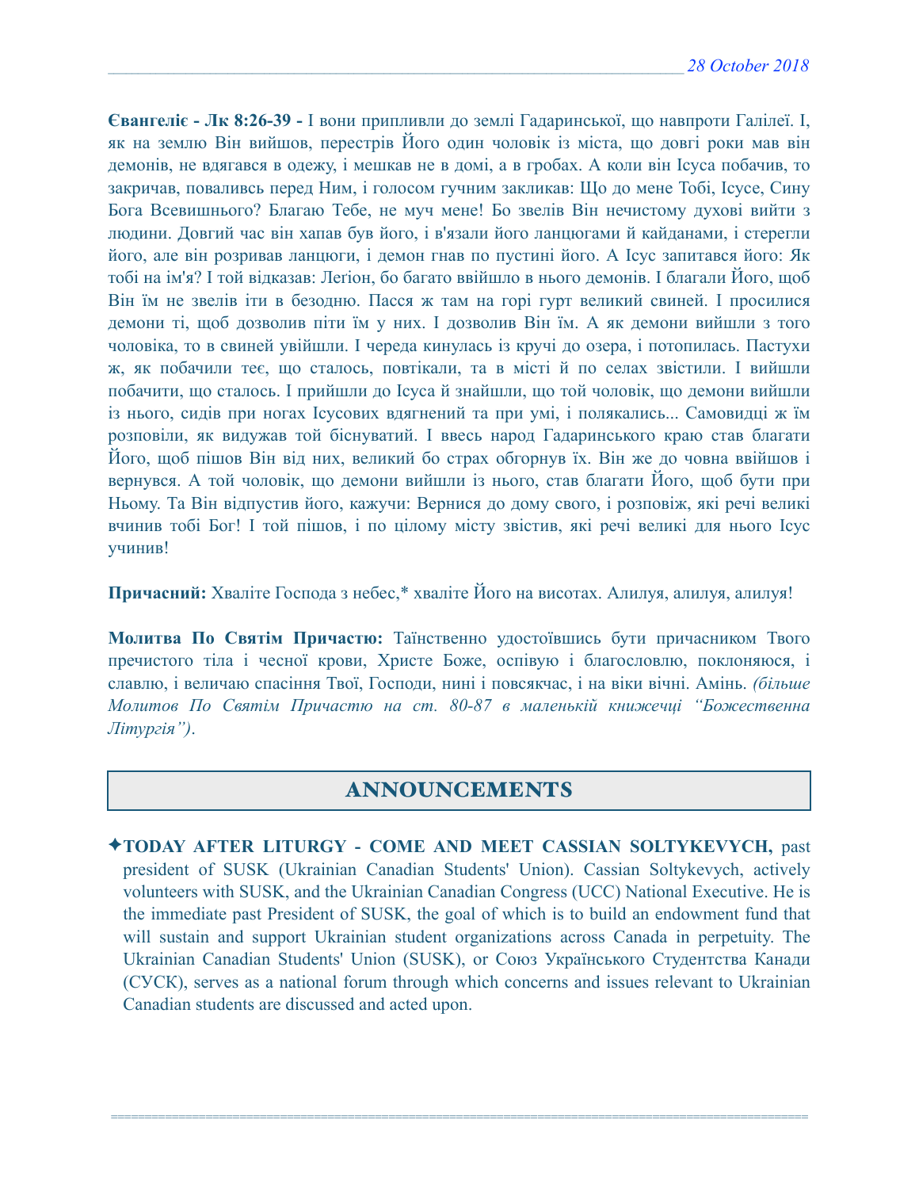**Євангеліє - Лк 8:26-39 -** І вони припливли до землі Гадаринської, що навпроти Галілеї. І, як на землю Він вийшов, перестрів Його один чоловік із міста, що довгі роки мав він демонів, не вдягався в одежу, і мешкав не в домі, а в гробах. А коли він Ісуса побачив, то закричав, поваливсь перед Ним, і голосом гучним закликав: Що до мене Тобі, Ісусе, Сину Бога Всевишнього? Благаю Тебе, не муч мене! Бо звелів Він нечистому духові вийти з людини. Довгий час він хапав був його, і в'язали його ланцюгами й кайданами, і стерегли його, але він розривав ланцюги, і демон гнав по пустині його. А Ісус запитався його: Як тобі на ім'я? І той відказав: Легіон, бо багато ввійшло в нього демонів. І благали Його, щоб Він їм не звелів іти в безодню. Пасся ж там на горі гурт великий свиней. І просилися демони ті, щоб дозволив піти їм у них. І дозволив Він їм. А як демони вийшли з того чоловіка, то в свиней увійшли. І череда кинулась із кручі до озера, і потопилась. Пастухи ж, як побачили теє, що сталось, повтікали, та в місті й по селах звістили. І вийшли побачити, що сталось. І прийшли до Ісуса й знайшли, що той чоловік, що демони вийшли із нього, сидів при ногах Ісусових вдягнений та при умі, і полякались... Самовидці ж їм розповіли, як видужав той біснуватий. І ввесь народ Гадаринського краю став благати Його, щоб пішов Він від них, великий бо страх обгорнув їх. Він же до човна ввійшов і вернувся. А той чоловік, що демони вийшли із нього, став благати Його, щоб бути при Ньому. Та Він відпустив його, кажучи: Вернися до дому свого, і розповіж, які речі великі вчинив тобі Бог! І той пішов, і по цілому місту звістив, які речі великі для нього Ісус учинив!

**Причасний:** Хваліте Господа з небес,* хваліте Його на висотах. Алилуя, алилуя, алилуя!

**Молитва По Святім Причастю:** Таїнственно удостоївшись бути причасником Твого пречистого тіла і чесної крови, Христе Боже, оспівую і благословлю, поклоняюся, і славлю, і величаю спасіння Твої, Господи, нині і повсякчас, і на віки вічні. Амінь. *(більше Молитов По Святім Причастю на ст. 80-87 в маленькій книжечці "Божественна Літургія")*.

## ANNOUNCEMENTS

✦**TODAY AFTER LITURGY - COME AND MEET CASSIAN SOLTYKEVYCH,** past president of SUSK (Ukrainian Canadian Students' Union). Cassian Soltykevych, actively volunteers with SUSK, and the Ukrainian Canadian Congress (UCC) National Executive. He is the immediate past President of SUSK, the goal of which is to build an endowment fund that will sustain and support Ukrainian student organizations across Canada in perpetuity. The Ukrainian Canadian Students' Union (SUSK), or Союз Українського Студентства Канади (СУСК), serves as a national forum through which concerns and issues relevant to Ukrainian Canadian students are discussed and acted upon.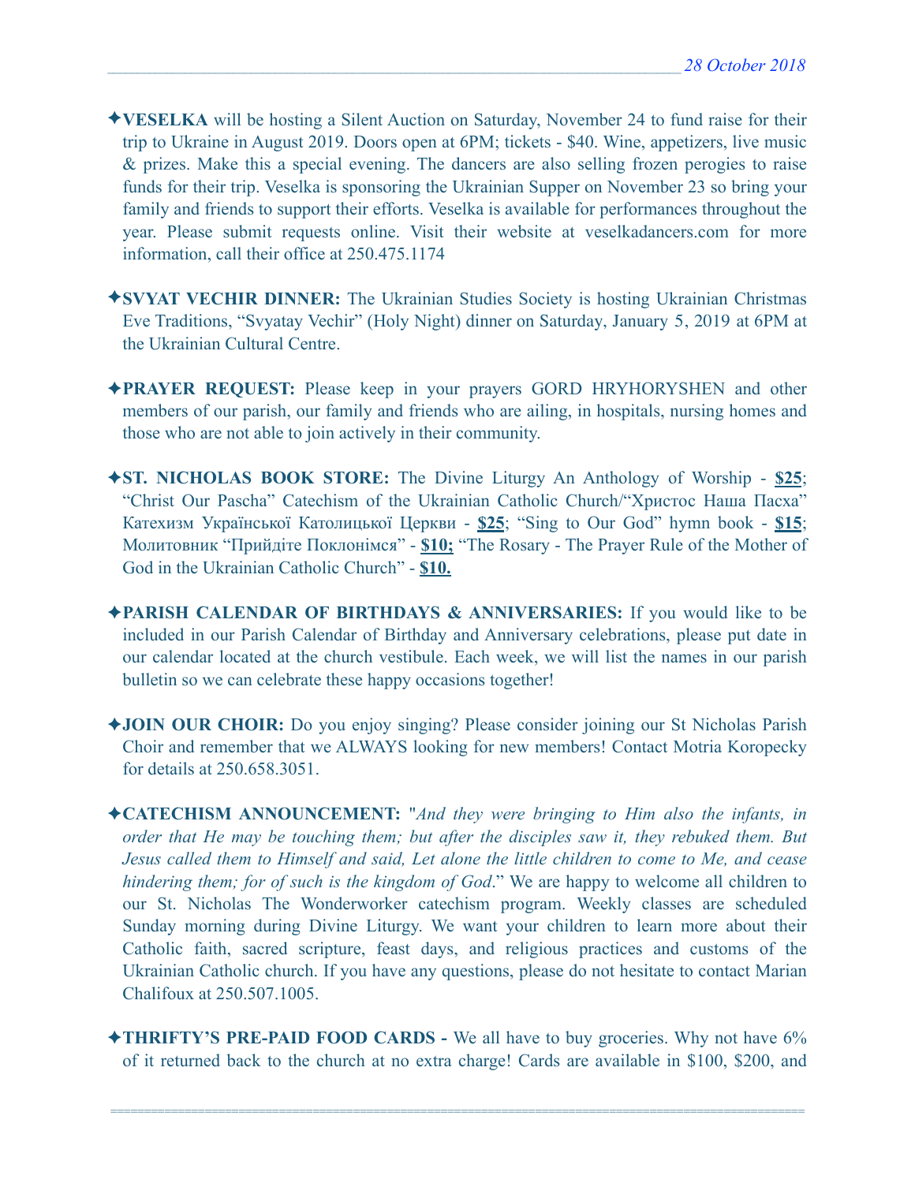✦**VESELKA** will be hosting a Silent Auction on Saturday, November 24 to fund raise for their trip to Ukraine in August 2019. Doors open at 6PM; tickets - $40. Wine, appetizers, live music & prizes. Make this a special evening. The dancers are also selling frozen perogies to raise funds for their trip. Veselka is sponsoring the Ukrainian Supper on November 23 so bring your family and friends to support their efforts. Veselka is available for performances throughout the year. Please submit requests online. Visit their website at veselkadancers.com for more information, call their office at 250.475.1174

✦**SVYAT VECHIR DINNER:** The Ukrainian Studies Society is hosting Ukrainian Christmas Eve Traditions, "Svyatay Vechir" (Holy Night) dinner on Saturday, January 5, 2019 at 6PM at the Ukrainian Cultural Centre.

✦**PRAYER REQUEST:** Please keep in your prayers GORD HRYHORYSHEN and other members of our parish, our family and friends who are ailing, in hospitals, nursing homes and those who are not able to join actively in their community.

✦**ST. NICHOLAS BOOK STORE:** The Divine Liturgy An Anthology of Worship - **$25**; "Christ Our Pascha" Catechism of the Ukrainian Catholic Church/"Христос Наша Пасха" Катехизм Української Католицької Церкви - **$25**; "Sing to Our God" hymn book - **$15**; Молитовник "Прийдіте Поклонімся" - **$10;** "The Rosary - The Prayer Rule of the Mother of God in the Ukrainian Catholic Church" - **$10.**

✦**PARISH CALENDAR OF BIRTHDAYS & ANNIVERSARIES:** If you would like to be included in our Parish Calendar of Birthday and Anniversary celebrations, please put date in our calendar located at the church vestibule. Each week, we will list the names in our parish bulletin so we can celebrate these happy occasions together!

✦**JOIN OUR CHOIR:** Do you enjoy singing? Please consider joining our St Nicholas Parish Choir and remember that we ALWAYS looking for new members! Contact Motria Koropecky for details at 250.658.3051.

✦**CATECHISM ANNOUNCEMENT:** "*And they were bringing to Him also the infants, in order that He may be touching them; but after the disciples saw it, they rebuked them. But Jesus called them to Himself and said, Let alone the little children to come to Me, and cease hindering them; for of such is the kingdom of God*." We are happy to welcome all children to our St. Nicholas The Wonderworker catechism program. Weekly classes are scheduled Sunday morning during Divine Liturgy. We want your children to learn more about their Catholic faith, sacred scripture, feast days, and religious practices and customs of the Ukrainian Catholic church. If you have any questions, please do not hesitate to contact Marian Chalifoux at 250.507.1005.

✦**THRIFTY'S PRE-PAID FOOD CARDS -** We all have to buy groceries. Why not have 6% of it returned back to the church at no extra charge! Cards are available in $100, $200, and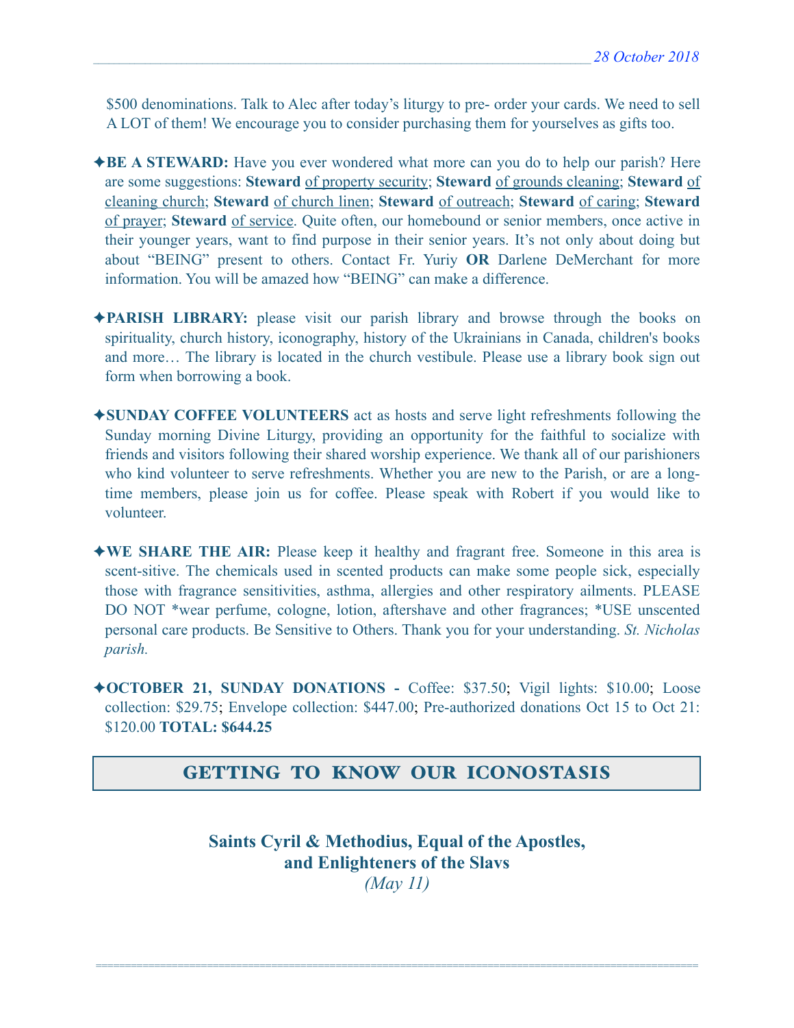$500 denominations. Talk to Alec after today's liturgy to pre- order your cards. We need to sell A LOT of them! We encourage you to consider purchasing them for yourselves as gifts too.

✦**BE A STEWARD:** Have you ever wondered what more can you do to help our parish? Here are some suggestions: **Steward** of property security; **Steward** of grounds cleaning; **Steward** of cleaning church; **Steward** of church linen; **Steward** of outreach; **Steward** of caring; **Steward** of prayer; **Steward** of service. Quite often, our homebound or senior members, once active in their younger years, want to find purpose in their senior years. It's not only about doing but about "BEING" present to others. Contact Fr. Yuriy **OR** Darlene DeMerchant for more information. You will be amazed how "BEING" can make a difference.

✦**PARISH LIBRARY:** please visit our parish library and browse through the books on spirituality, church history, iconography, history of the Ukrainians in Canada, children's books and more… The library is located in the church vestibule. Please use a library book sign out form when borrowing a book.

✦**SUNDAY COFFEE VOLUNTEERS** act as hosts and serve light refreshments following the Sunday morning Divine Liturgy, providing an opportunity for the faithful to socialize with friends and visitors following their shared worship experience. We thank all of our parishioners who kind volunteer to serve refreshments. Whether you are new to the Parish, or are a long-time members, please join us for coffee. Please speak with Robert if you would like to volunteer.

✦**WE SHARE THE AIR:** Please keep it healthy and fragrant free. Someone in this area is scent-sitive. The chemicals used in scented products can make some people sick, especially those with fragrance sensitivities, asthma, allergies and other respiratory ailments. PLEASE DO NOT *wear perfume, cologne, lotion, aftershave and other fragrances; *USE unscented personal care products. Be Sensitive to Others. Thank you for your understanding. *St. Nicholas parish.*

✦**OCTOBER 21, SUNDAY DONATIONS -** Coffee: $37.50; Vigil lights: $10.00; Loose collection: $29.75; Envelope collection: $447.00; Pre-authorized donations Oct 15 to Oct 21: $120.00 **TOTAL: $644.25**

## GETTING TO KNOW OUR ICONOSTASIS

### Saints Cyril & Methodius, Equal of the Apostles, and Enlighteners of the Slavs

*(May 11)*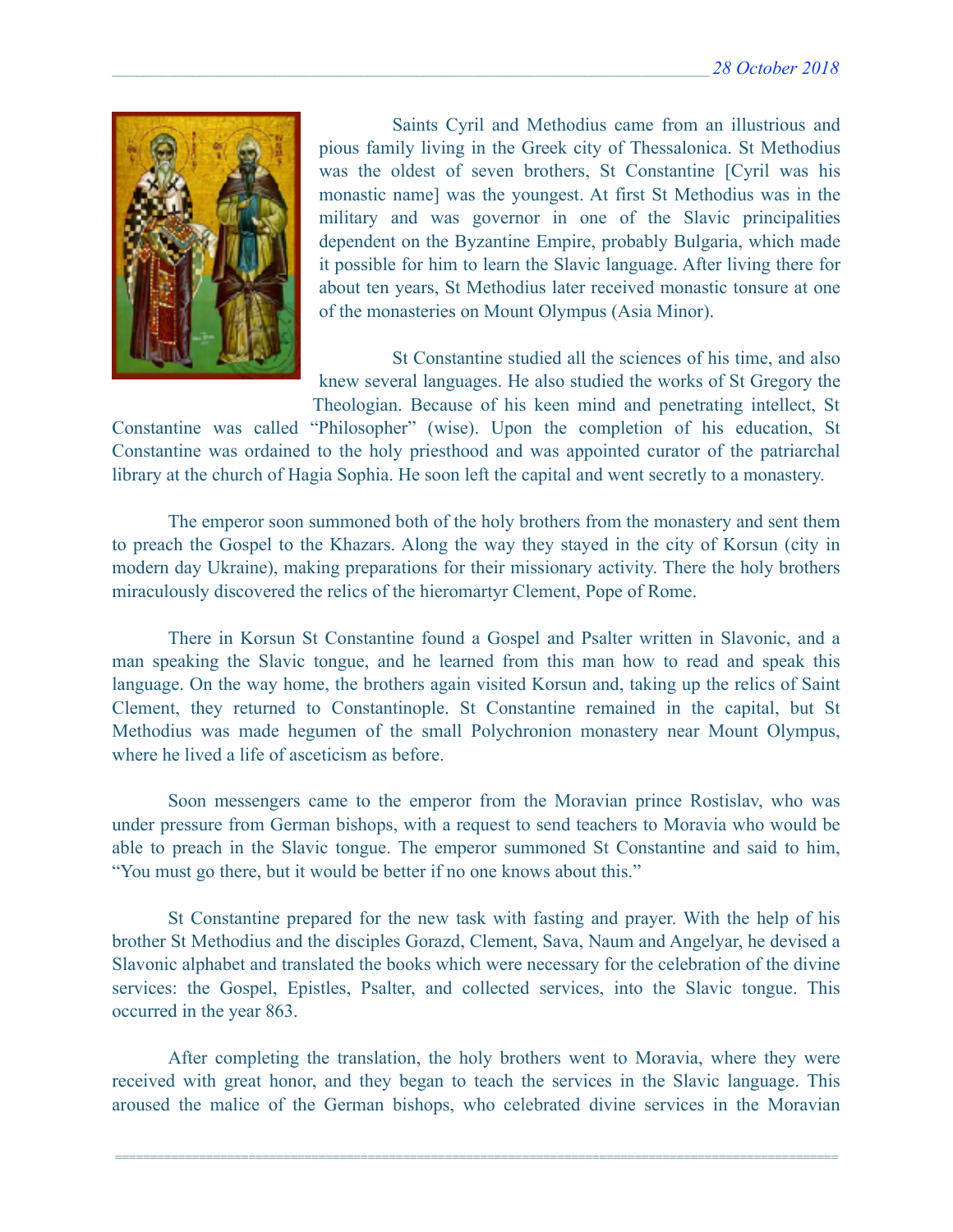Saints Cyril and Methodius came from an illustrious and pious family living in the Greek city of Thessalonica. St Methodius was the oldest of seven brothers, St Constantine [Cyril was his monastic name] was the youngest. At first St Methodius was in the military and was governor in one of the Slavic principalities dependent on the Byzantine Empire, probably Bulgaria, which made it possible for him to learn the Slavic language. After living there for about ten years, St Methodius later received monastic tonsure at one of the monasteries on Mount Olympus (Asia Minor).

St Constantine studied all the sciences of his time, and also knew several languages. He also studied the works of St Gregory the Theologian. Because of his keen mind and penetrating intellect, St Constantine was called "Philosopher" (wise). Upon the completion of his education, St Constantine was ordained to the holy priesthood and was appointed curator of the patriarchal library at the church of Hagia Sophia. He soon left the capital and went secretly to a monastery.

The emperor soon summoned both of the holy brothers from the monastery and sent them to preach the Gospel to the Khazars. Along the way they stayed in the city of Korsun (city in modern day Ukraine), making preparations for their missionary activity. There the holy brothers miraculously discovered the relics of the hieromartyr Clement, Pope of Rome.

There in Korsun St Constantine found a Gospel and Psalter written in Slavonic, and a man speaking the Slavic tongue, and he learned from this man how to read and speak this language. On the way home, the brothers again visited Korsun and, taking up the relics of Saint Clement, they returned to Constantinople. St Constantine remained in the capital, but St Methodius was made hegumen of the small Polychronion monastery near Mount Olympus, where he lived a life of asceticism as before.

Soon messengers came to the emperor from the Moravian prince Rostislav, who was under pressure from German bishops, with a request to send teachers to Moravia who would be able to preach in the Slavic tongue. The emperor summoned St Constantine and said to him, "You must go there, but it would be better if no one knows about this."

St Constantine prepared for the new task with fasting and prayer. With the help of his brother St Methodius and the disciples Gorazd, Clement, Sava, Naum and Angelyar, he devised a Slavonic alphabet and translated the books which were necessary for the celebration of the divine services: the Gospel, Epistles, Psalter, and collected services, into the Slavic tongue. This occurred in the year 863.

After completing the translation, the holy brothers went to Moravia, where they were received with great honor, and they began to teach the services in the Slavic language. This aroused the malice of the German bishops, who celebrated divine services in the Moravian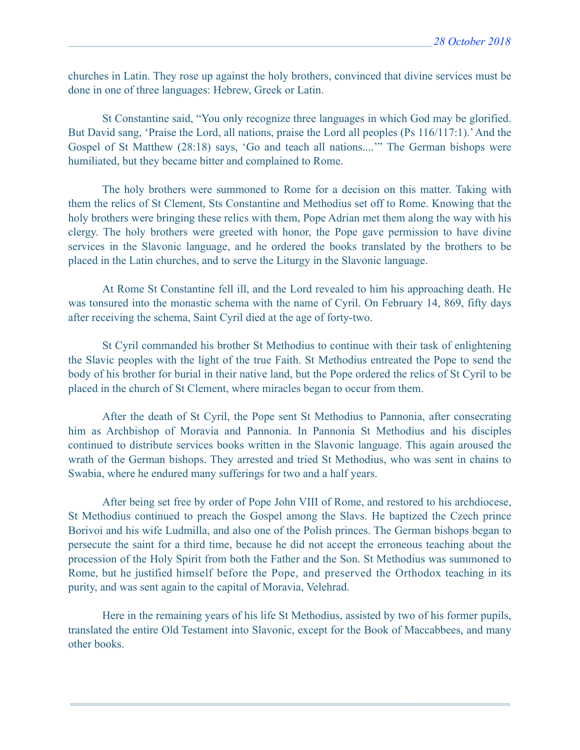churches in Latin. They rose up against the holy brothers, convinced that divine services must be done in one of three languages: Hebrew, Greek or Latin.

St Constantine said, "You only recognize three languages in which God may be glorified. But David sang, 'Praise the Lord, all nations, praise the Lord all peoples (Ps 116/117:1).' And the Gospel of St Matthew (28:18) says, 'Go and teach all nations....'" The German bishops were humiliated, but they became bitter and complained to Rome.

The holy brothers were summoned to Rome for a decision on this matter. Taking with them the relics of St Clement, Sts Constantine and Methodius set off to Rome. Knowing that the holy brothers were bringing these relics with them, Pope Adrian met them along the way with his clergy. The holy brothers were greeted with honor, the Pope gave permission to have divine services in the Slavonic language, and he ordered the books translated by the brothers to be placed in the Latin churches, and to serve the Liturgy in the Slavonic language.

At Rome St Constantine fell ill, and the Lord revealed to him his approaching death. He was tonsured into the monastic schema with the name of Cyril. On February 14, 869, fifty days after receiving the schema, Saint Cyril died at the age of forty-two.

St Cyril commanded his brother St Methodius to continue with their task of enlightening the Slavic peoples with the light of the true Faith. St Methodius entreated the Pope to send the body of his brother for burial in their native land, but the Pope ordered the relics of St Cyril to be placed in the church of St Clement, where miracles began to occur from them.

After the death of St Cyril, the Pope sent St Methodius to Pannonia, after consecrating him as Archbishop of Moravia and Pannonia. In Pannonia St Methodius and his disciples continued to distribute services books written in the Slavonic language. This again aroused the wrath of the German bishops. They arrested and tried St Methodius, who was sent in chains to Swabia, where he endured many sufferings for two and a half years.

After being set free by order of Pope John VIII of Rome, and restored to his archdiocese, St Methodius continued to preach the Gospel among the Slavs. He baptized the Czech prince Borivoi and his wife Ludmilla, and also one of the Polish princes. The German bishops began to persecute the saint for a third time, because he did not accept the erroneous teaching about the procession of the Holy Spirit from both the Father and the Son. St Methodius was summoned to Rome, but he justified himself before the Pope, and preserved the Orthodox teaching in its purity, and was sent again to the capital of Moravia, Velehrad.

Here in the remaining years of his life St Methodius, assisted by two of his former pupils, translated the entire Old Testament into Slavonic, except for the Book of Maccabbees, and many other books.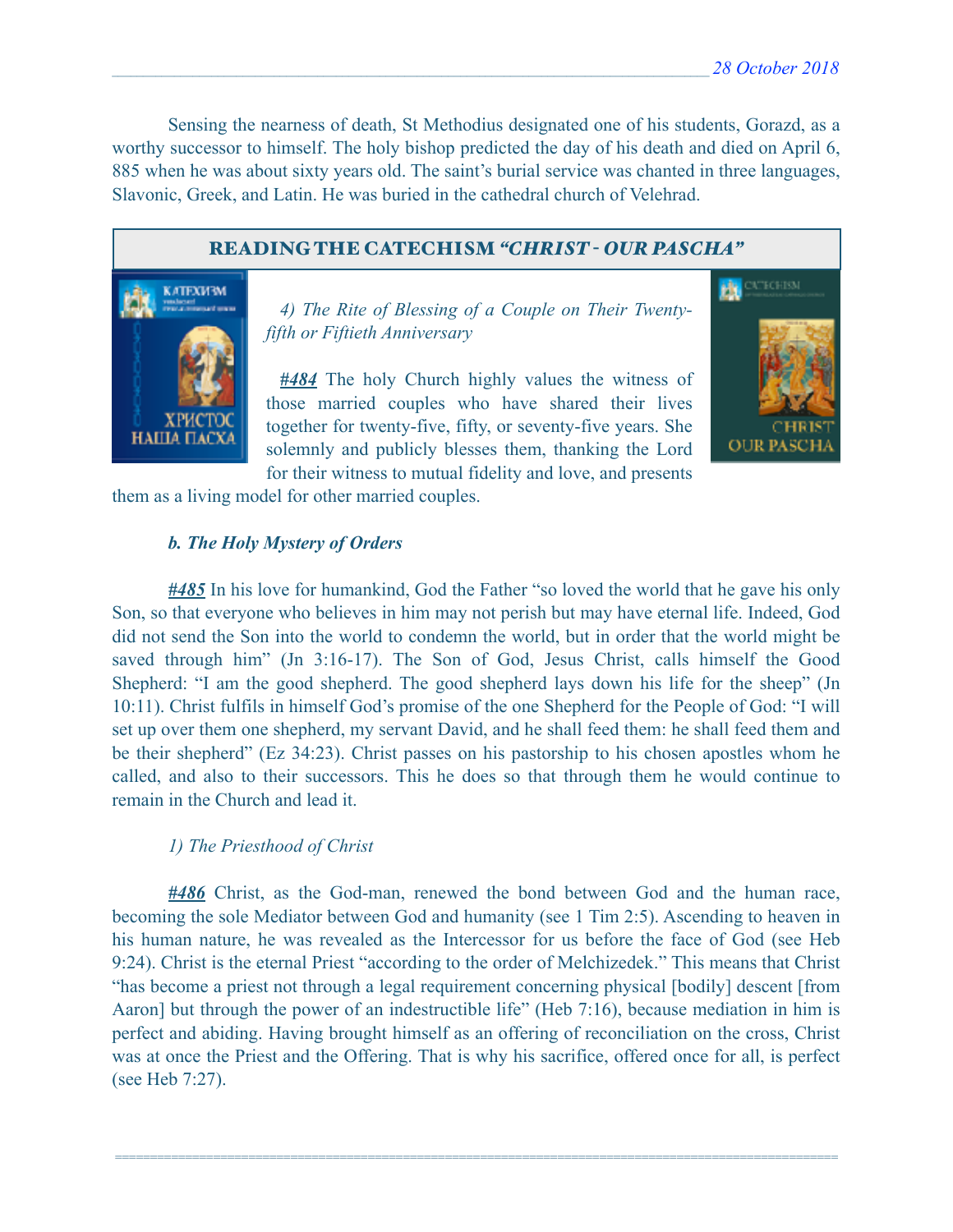Sensing the nearness of death, St Methodius designated one of his students, Gorazd, as a worthy successor to himself. The holy bishop predicted the day of his death and died on April 6, 885 when he was about sixty years old. The saint's burial service was chanted in three languages, Slavonic, Greek, and Latin. He was buried in the cathedral church of Velehrad.

## READING THE CATECHISM *"CHRIST - OUR PASCHA"*

*4) The Rite of Blessing of a Couple on Their Twenty-fifth or Fiftieth Anniversary*

***#484*** The holy Church highly values the witness of those married couples who have shared their lives together for twenty-five, fifty, or seventy-five years. She solemnly and publicly blesses them, thanking the Lord for their witness to mutual fidelity and love, and presents them as a living model for other married couples.

***b. The Holy Mystery of Orders***

***#485*** In his love for humankind, God the Father "so loved the world that he gave his only Son, so that everyone who believes in him may not perish but may have eternal life. Indeed, God did not send the Son into the world to condemn the world, but in order that the world might be saved through him" (Jn 3:16-17). The Son of God, Jesus Christ, calls himself the Good Shepherd: "I am the good shepherd. The good shepherd lays down his life for the sheep" (Jn 10:11). Christ fulfils in himself God's promise of the one Shepherd for the People of God: "I will set up over them one shepherd, my servant David, and he shall feed them: he shall feed them and be their shepherd" (Ez 34:23). Christ passes on his pastorship to his chosen apostles whom he called, and also to their successors. This he does so that through them he would continue to remain in the Church and lead it.

*1) The Priesthood of Christ*

***#486*** Christ, as the God-man, renewed the bond between God and the human race, becoming the sole Mediator between God and humanity (see 1 Tim 2:5). Ascending to heaven in his human nature, he was revealed as the Intercessor for us before the face of God (see Heb 9:24). Christ is the eternal Priest "according to the order of Melchizedek." This means that Christ "has become a priest not through a legal requirement concerning physical [bodily] descent [from Aaron] but through the power of an indestructible life" (Heb 7:16), because mediation in him is perfect and abiding. Having brought himself as an offering of reconciliation on the cross, Christ was at once the Priest and the Offering. That is why his sacrifice, offered once for all, is perfect (see Heb 7:27).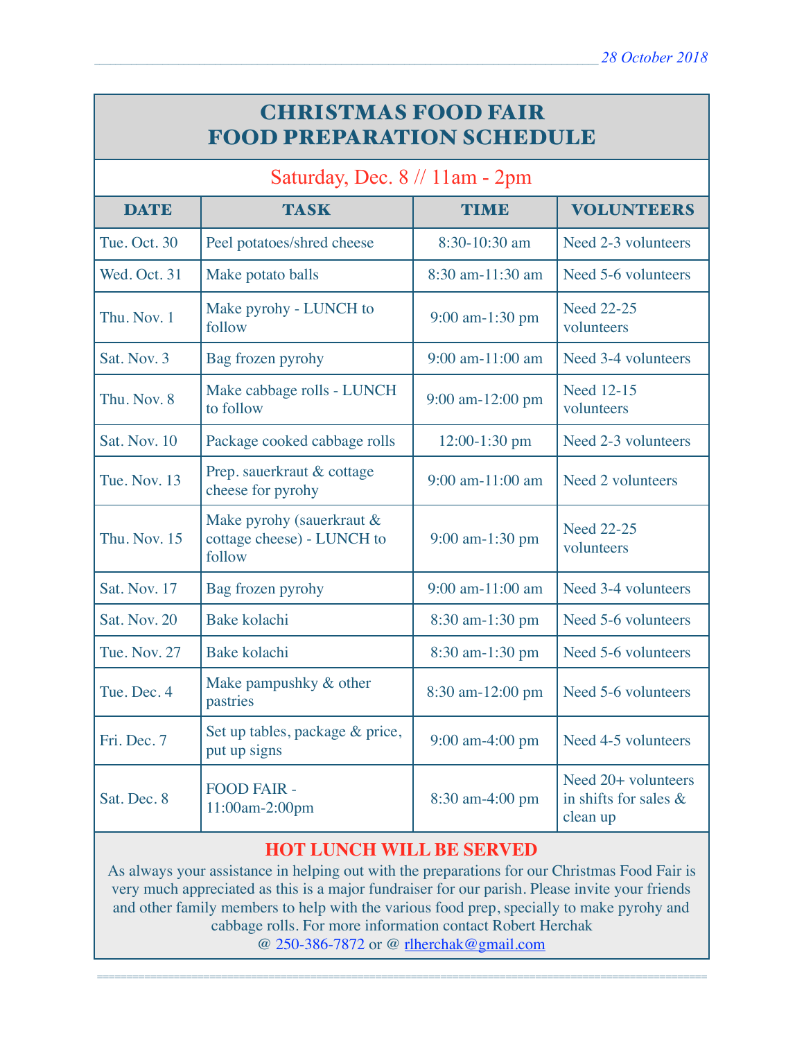*28 October 2018*

# CHRISTMAS FOOD FAIR
# FOOD PREPARATION SCHEDULE

Saturday, Dec. 8 // 11am - 2pm

| DATE | TASK | TIME | VOLUNTEERS |
|---|---|---|---|
| Tue. Oct. 30 | Peel potatoes/shred cheese | 8:30-10:30 am | Need 2-3 volunteers |
| Wed. Oct. 31 | Make potato balls | 8:30 am-11:30 am | Need 5-6 volunteers |
| Thu. Nov. 1 | Make pyrohy - LUNCH to follow | 9:00 am-1:30 pm | Need 22-25 volunteers |
| Sat. Nov. 3 | Bag frozen pyrohy | 9:00 am-11:00 am | Need 3-4 volunteers |
| Thu. Nov. 8 | Make cabbage rolls - LUNCH to follow | 9:00 am-12:00 pm | Need 12-15 volunteers |
| Sat. Nov. 10 | Package cooked cabbage rolls | 12:00-1:30 pm | Need 2-3 volunteers |
| Tue. Nov. 13 | Prep. sauerkraut & cottage cheese for pyrohy | 9:00 am-11:00 am | Need 2 volunteers |
| Thu. Nov. 15 | Make pyrohy (sauerkraut & cottage cheese) - LUNCH to follow | 9:00 am-1:30 pm | Need 22-25 volunteers |
| Sat. Nov. 17 | Bag frozen pyrohy | 9:00 am-11:00 am | Need 3-4 volunteers |
| Sat. Nov. 20 | Bake kolachi | 8:30 am-1:30 pm | Need 5-6 volunteers |
| Tue. Nov. 27 | Bake kolachi | 8:30 am-1:30 pm | Need 5-6 volunteers |
| Tue. Dec. 4 | Make pampushky & other pastries | 8:30 am-12:00 pm | Need 5-6 volunteers |
| Fri. Dec. 7 | Set up tables, package & price, put up signs | 9:00 am-4:00 pm | Need 4-5 volunteers |
| Sat. Dec. 8 | FOOD FAIR - 11:00am-2:00pm | 8:30 am-4:00 pm | Need 20+ volunteers in shifts for sales & clean up |

**HOT LUNCH WILL BE SERVED**

As always your assistance in helping out with the preparations for our Christmas Food Fair is very much appreciated as this is a major fundraiser for our parish. Please invite your friends and other family members to help with the various food prep, specially to make pyrohy and cabbage rolls. For more information contact Robert Herchak @ 250-386-7872 or @ rlherchak@gmail.com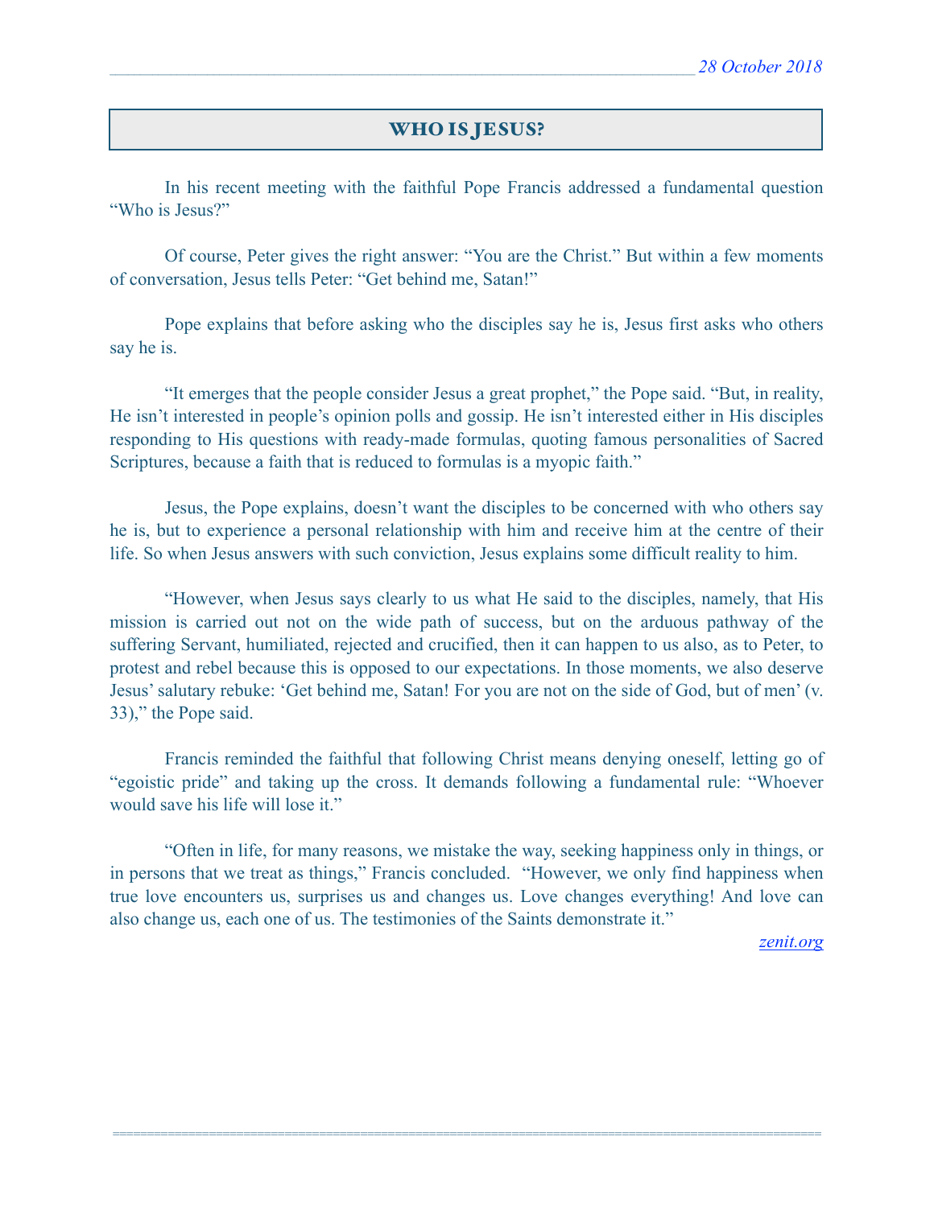*28 October 2018*

# WHO IS JESUS?

In his recent meeting with the faithful Pope Francis addressed a fundamental question "Who is Jesus?"

Of course, Peter gives the right answer: "You are the Christ." But within a few moments of conversation, Jesus tells Peter: "Get behind me, Satan!"

Pope explains that before asking who the disciples say he is, Jesus first asks who others say he is.

"It emerges that the people consider Jesus a great prophet," the Pope said. "But, in reality, He isn't interested in people's opinion polls and gossip. He isn't interested either in His disciples responding to His questions with ready-made formulas, quoting famous personalities of Sacred Scriptures, because a faith that is reduced to formulas is a myopic faith."

Jesus, the Pope explains, doesn't want the disciples to be concerned with who others say he is, but to experience a personal relationship with him and receive him at the centre of their life. So when Jesus answers with such conviction, Jesus explains some difficult reality to him.

"However, when Jesus says clearly to us what He said to the disciples, namely, that His mission is carried out not on the wide path of success, but on the arduous pathway of the suffering Servant, humiliated, rejected and crucified, then it can happen to us also, as to Peter, to protest and rebel because this is opposed to our expectations. In those moments, we also deserve Jesus' salutary rebuke: 'Get behind me, Satan! For you are not on the side of God, but of men' (v. 33)," the Pope said.

Francis reminded the faithful that following Christ means denying oneself, letting go of "egoistic pride" and taking up the cross. It demands following a fundamental rule: "Whoever would save his life will lose it."

"Often in life, for many reasons, we mistake the way, seeking happiness only in things, or in persons that we treat as things," Francis concluded. "However, we only find happiness when true love encounters us, surprises us and changes us. Love changes everything! And love can also change us, each one of us. The testimonies of the Saints demonstrate it."

*zenit.org*